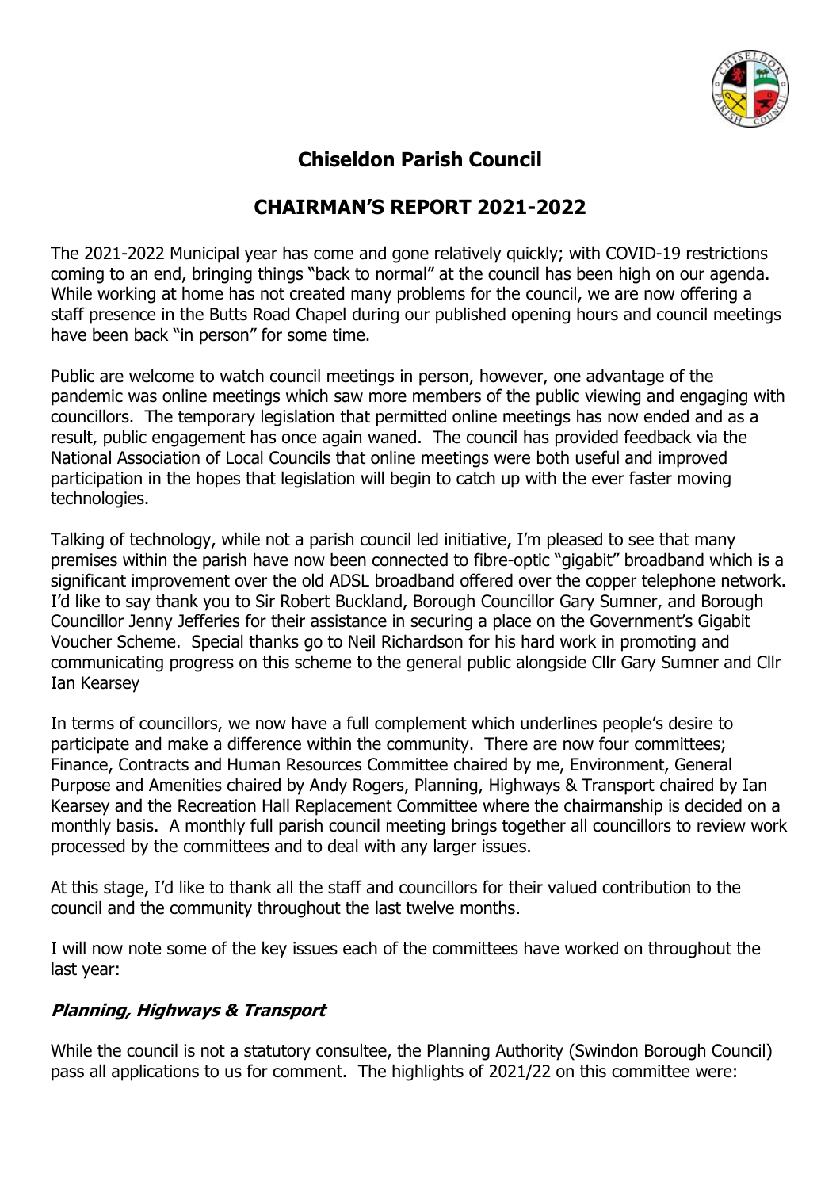# Chiseldon Parish Council

## CHAIRMAN'S REPORT 2021-2022

The 2021-2022 Municipal year has come and gone relatively quickly; with COVID-19 restrictions coming to an end, bringing things "back to normal" at the council has been high on our agenda. While working at home has not created many problems for the council, we are now offering a staff presence in the Butts Road Chapel during our published opening hours and council meetings have been back "in person" for some time.

Public are welcome to watch council meetings in person, however, one advantage of the pandemic was online meetings which saw more members of the public viewing and engaging with councillors. The temporary legislation that permitted online meetings has now ended and as a result, public engagement has once again waned. The council has provided feedback via the National Association of Local Councils that online meetings were both useful and improved participation in the hopes that legislation will begin to catch up with the ever faster moving technologies.

Talking of technology, while not a parish council led initiative, I'm pleased to see that many premises within the parish have now been connected to fibre-optic "gigabit" broadband which is a significant improvement over the old ADSL broadband offered over the copper telephone network. I'd like to say thank you to Sir Robert Buckland, Borough Councillor Gary Sumner, and Borough Councillor Jenny Jefferies for their assistance in securing a place on the Government's Gigabit Voucher Scheme. Special thanks go to Neil Richardson for his hard work in promoting and communicating progress on this scheme to the general public alongside Cllr Gary Sumner and Cllr Ian Kearsey

In terms of councillors, we now have a full complement which underlines people's desire to participate and make a difference within the community. There are now four committees; Finance, Contracts and Human Resources Committee chaired by me, Environment, General Purpose and Amenities chaired by Andy Rogers, Planning, Highways & Transport chaired by Ian Kearsey and the Recreation Hall Replacement Committee where the chairmanship is decided on a monthly basis. A monthly full parish council meeting brings together all councillors to review work processed by the committees and to deal with any larger issues.

At this stage, I'd like to thank all the staff and councillors for their valued contribution to the council and the community throughout the last twelve months.

I will now note some of the key issues each of the committees have worked on throughout the last year:

### *Planning, Highways & Transport*

While the council is not a statutory consultee, the Planning Authority (Swindon Borough Council) pass all applications to us for comment. The highlights of 2021/22 on this committee were: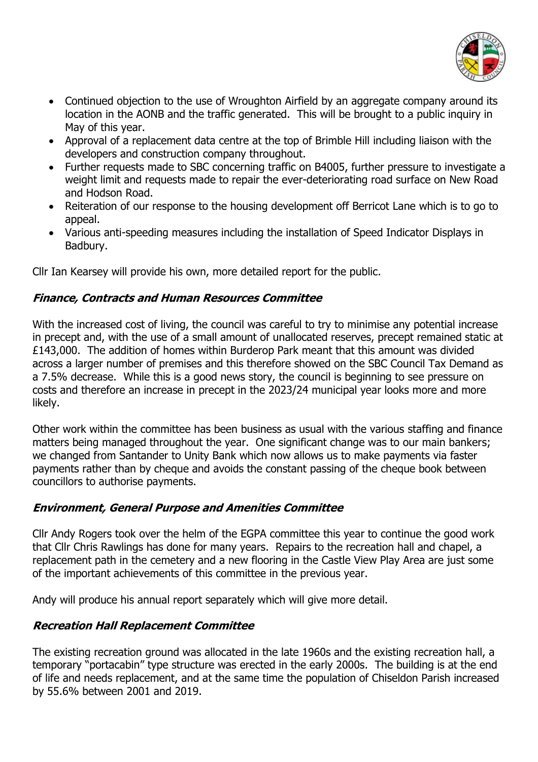- Continued objection to the use of Wroughton Airfield by an aggregate company around its location in the AONB and the traffic generated. This will be brought to a public inquiry in May of this year.
- Approval of a replacement data centre at the top of Brimble Hill including liaison with the developers and construction company throughout.
- Further requests made to SBC concerning traffic on B4005, further pressure to investigate a weight limit and requests made to repair the ever-deteriorating road surface on New Road and Hodson Road.
- Reiteration of our response to the housing development off Berricot Lane which is to go to appeal.
- Various anti-speeding measures including the installation of Speed Indicator Displays in Badbury.

Cllr Ian Kearsey will provide his own, more detailed report for the public.

### *Finance, Contracts and Human Resources Committee*

With the increased cost of living, the council was careful to try to minimise any potential increase in precept and, with the use of a small amount of unallocated reserves, precept remained static at £143,000. The addition of homes within Burderop Park meant that this amount was divided across a larger number of premises and this therefore showed on the SBC Council Tax Demand as a 7.5% decrease. While this is a good news story, the council is beginning to see pressure on costs and therefore an increase in precept in the 2023/24 municipal year looks more and more likely.

Other work within the committee has been business as usual with the various staffing and finance matters being managed throughout the year. One significant change was to our main bankers; we changed from Santander to Unity Bank which now allows us to make payments via faster payments rather than by cheque and avoids the constant passing of the cheque book between councillors to authorise payments.

### *Environment, General Purpose and Amenities Committee*

Cllr Andy Rogers took over the helm of the EGPA committee this year to continue the good work that Cllr Chris Rawlings has done for many years. Repairs to the recreation hall and chapel, a replacement path in the cemetery and a new flooring in the Castle View Play Area are just some of the important achievements of this committee in the previous year.

Andy will produce his annual report separately which will give more detail.

### *Recreation Hall Replacement Committee*

The existing recreation ground was allocated in the late 1960s and the existing recreation hall, a temporary "portacabin" type structure was erected in the early 2000s. The building is at the end of life and needs replacement, and at the same time the population of Chiseldon Parish increased by 55.6% between 2001 and 2019.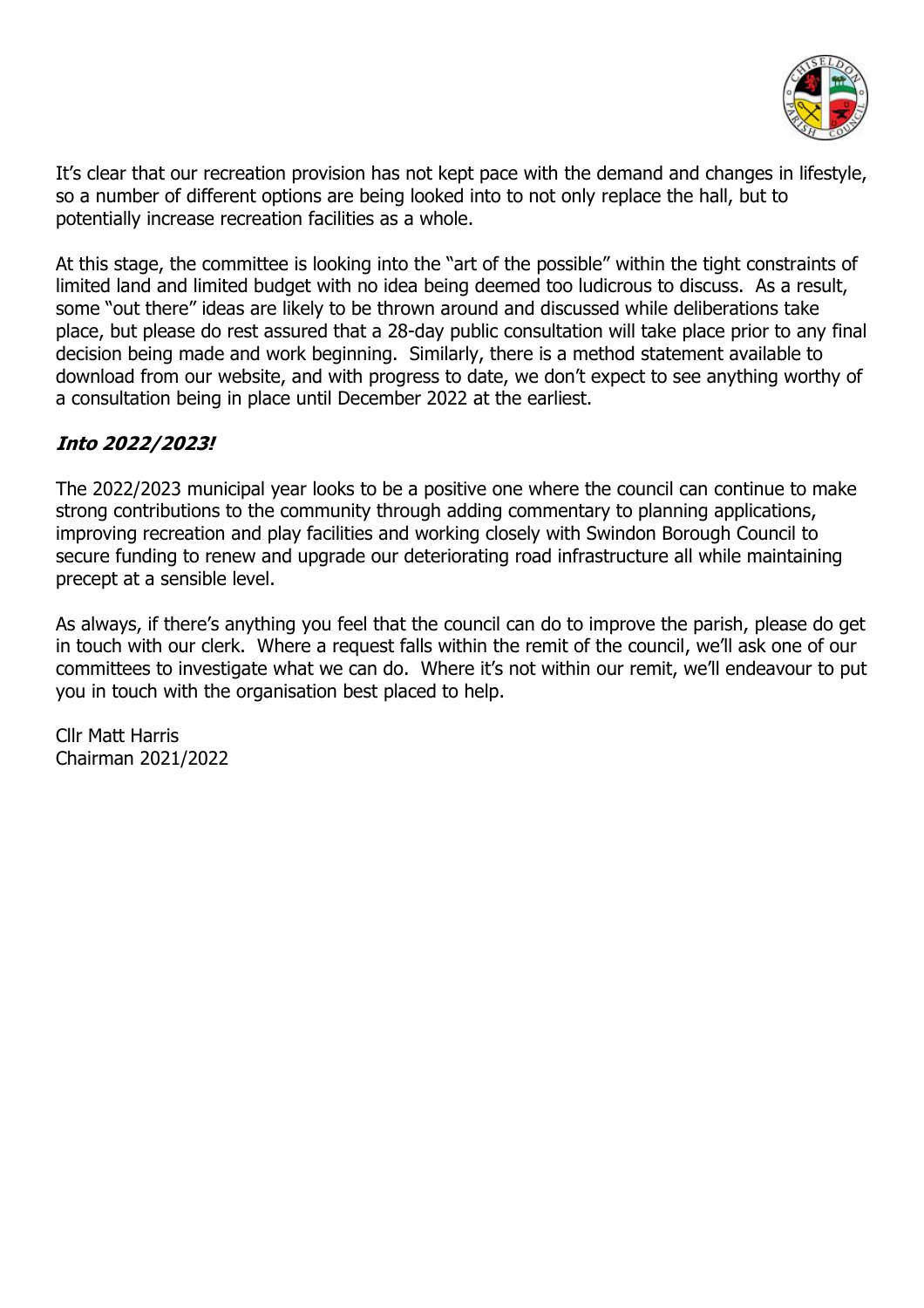It's clear that our recreation provision has not kept pace with the demand and changes in lifestyle, so a number of different options are being looked into to not only replace the hall, but to potentially increase recreation facilities as a whole.

At this stage, the committee is looking into the "art of the possible" within the tight constraints of limited land and limited budget with no idea being deemed too ludicrous to discuss. As a result, some "out there" ideas are likely to be thrown around and discussed while deliberations take place, but please do rest assured that a 28-day public consultation will take place prior to any final decision being made and work beginning. Similarly, there is a method statement available to download from our website, and with progress to date, we don't expect to see anything worthy of a consultation being in place until December 2022 at the earliest.

### ***Into 2022/2023!***

The 2022/2023 municipal year looks to be a positive one where the council can continue to make strong contributions to the community through adding commentary to planning applications, improving recreation and play facilities and working closely with Swindon Borough Council to secure funding to renew and upgrade our deteriorating road infrastructure all while maintaining precept at a sensible level.

As always, if there's anything you feel that the council can do to improve the parish, please do get in touch with our clerk. Where a request falls within the remit of the council, we'll ask one of our committees to investigate what we can do. Where it's not within our remit, we'll endeavour to put you in touch with the organisation best placed to help.

Cllr Matt Harris
Chairman 2021/2022